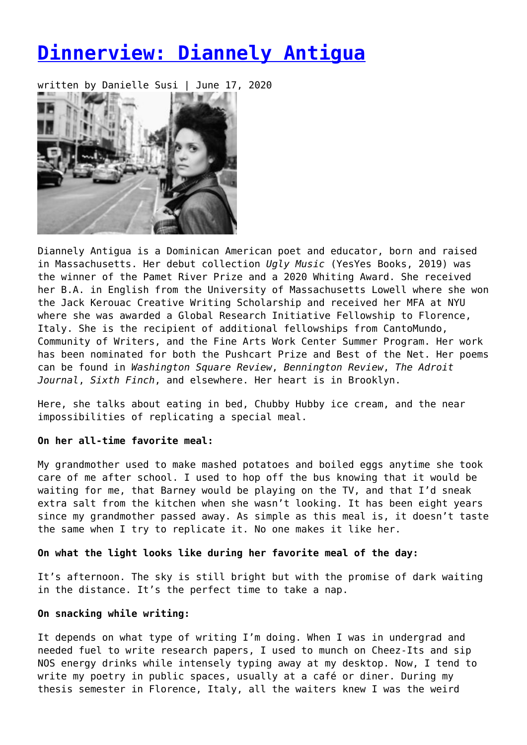# Dinnerview: Diannely Antigua

written by Danielle Susi | June 17, 2020

Diannely Antigua is a Dominican American poet and educator, born and raised in Massachusetts. Her debut collection *Ugly Music* (YesYes Books, 2019) was the winner of the Pamet River Prize and a 2020 Whiting Award. She received her B.A. in English from the University of Massachusetts Lowell where she won the Jack Kerouac Creative Writing Scholarship and received her MFA at NYU where she was awarded a Global Research Initiative Fellowship to Florence, Italy. She is the recipient of additional fellowships from CantoMundo, Community of Writers, and the Fine Arts Work Center Summer Program. Her work has been nominated for both the Pushcart Prize and Best of the Net. Her poems can be found in *Washington Square Review*, *Bennington Review*, *The Adroit Journal*, *Sixth Finch*, and elsewhere. Her heart is in Brooklyn.

Here, she talks about eating in bed, Chubby Hubby ice cream, and the near impossibilities of replicating a special meal.

**On her all-time favorite meal:**

My grandmother used to make mashed potatoes and boiled eggs anytime she took care of me after school. I used to hop off the bus knowing that it would be waiting for me, that Barney would be playing on the TV, and that I'd sneak extra salt from the kitchen when she wasn't looking. It has been eight years since my grandmother passed away. As simple as this meal is, it doesn't taste the same when I try to replicate it. No one makes it like her.

**On what the light looks like during her favorite meal of the day:**

It's afternoon. The sky is still bright but with the promise of dark waiting in the distance. It's the perfect time to take a nap.

**On snacking while writing:**

It depends on what type of writing I'm doing. When I was in undergrad and needed fuel to write research papers, I used to munch on Cheez-Its and sip NOS energy drinks while intensely typing away at my desktop. Now, I tend to write my poetry in public spaces, usually at a café or diner. During my thesis semester in Florence, Italy, all the waiters knew I was the weird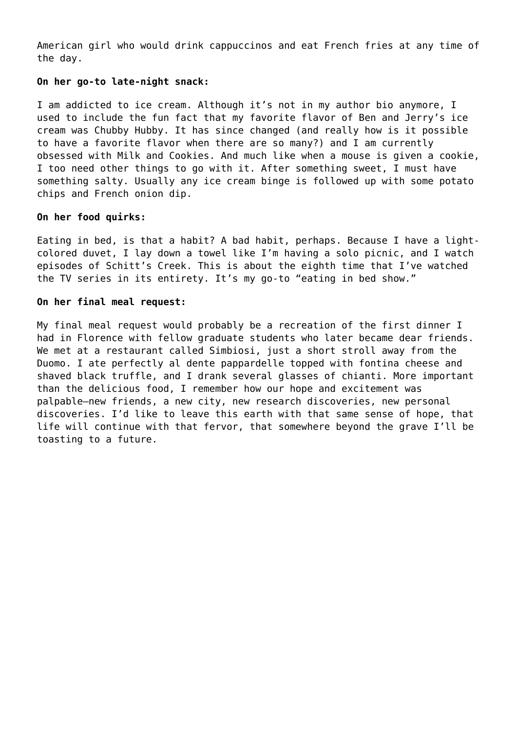American girl who would drink cappuccinos and eat French fries at any time of the day.

**On her go-to late-night snack:**

I am addicted to ice cream. Although it's not in my author bio anymore, I used to include the fun fact that my favorite flavor of Ben and Jerry's ice cream was Chubby Hubby. It has since changed (and really how is it possible to have a favorite flavor when there are so many?) and I am currently obsessed with Milk and Cookies. And much like when a mouse is given a cookie, I too need other things to go with it. After something sweet, I must have something salty. Usually any ice cream binge is followed up with some potato chips and French onion dip.

**On her food quirks:**

Eating in bed, is that a habit? A bad habit, perhaps. Because I have a light-colored duvet, I lay down a towel like I'm having a solo picnic, and I watch episodes of Schitt's Creek. This is about the eighth time that I've watched the TV series in its entirety. It's my go-to "eating in bed show."

**On her final meal request:**

My final meal request would probably be a recreation of the first dinner I had in Florence with fellow graduate students who later became dear friends. We met at a restaurant called Simbiosi, just a short stroll away from the Duomo. I ate perfectly al dente pappardelle topped with fontina cheese and shaved black truffle, and I drank several glasses of chianti. More important than the delicious food, I remember how our hope and excitement was palpable—new friends, a new city, new research discoveries, new personal discoveries. I'd like to leave this earth with that same sense of hope, that life will continue with that fervor, that somewhere beyond the grave I'll be toasting to a future.